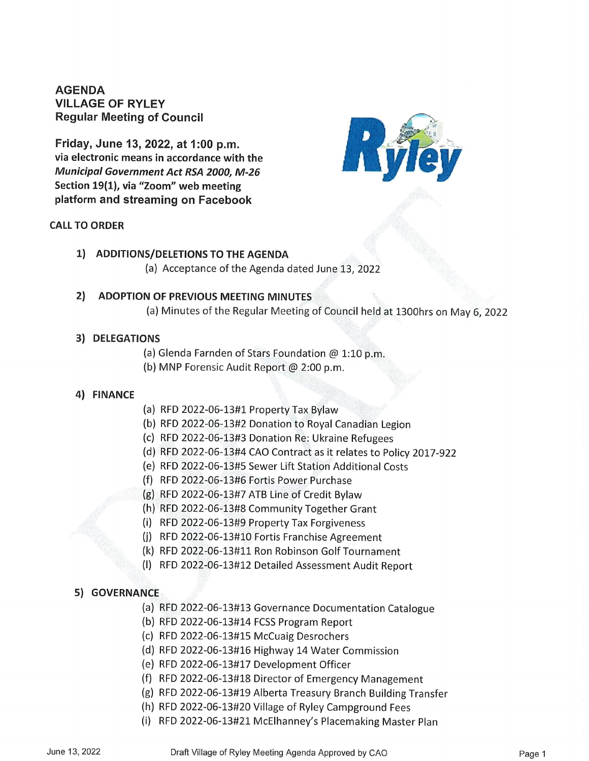# AGENDA
# VILLAGE OF RYLEY
## Regular Meeting of Council

**Friday, June 13, 2022, at 1:00 p.m.**
**via electronic means in accordance with the *Municipal Government Act RSA 2000, M-26* Section 19(1), via "Zoom" web meeting platform and streaming on Facebook**

**CALL TO ORDER**

**1) ADDITIONS/DELETIONS TO THE AGENDA**

(a) Acceptance of the Agenda dated June 13, 2022

**2) ADOPTION OF PREVIOUS MEETING MINUTES**

(a) Minutes of the Regular Meeting of Council held at 1300hrs on May 6, 2022

**3) DELEGATIONS**

(a) Glenda Farnden of Stars Foundation @ 1:10 p.m.
(b) MNP Forensic Audit Report @ 2:00 p.m.

**4) FINANCE**

(a) RFD 2022-06-13#1 Property Tax Bylaw
(b) RFD 2022-06-13#2 Donation to Royal Canadian Legion
(c) RFD 2022-06-13#3 Donation Re: Ukraine Refugees
(d) RFD 2022-06-13#4 CAO Contract as it relates to Policy 2017-922
(e) RFD 2022-06-13#5 Sewer Lift Station Additional Costs
(f) RFD 2022-06-13#6 Fortis Power Purchase
(g) RFD 2022-06-13#7 ATB Line of Credit Bylaw
(h) RFD 2022-06-13#8 Community Together Grant
(i) RFD 2022-06-13#9 Property Tax Forgiveness
(j) RFD 2022-06-13#10 Fortis Franchise Agreement
(k) RFD 2022-06-13#11 Ron Robinson Golf Tournament
(l) RFD 2022-06-13#12 Detailed Assessment Audit Report

**5) GOVERNANCE**

(a) RFD 2022-06-13#13 Governance Documentation Catalogue
(b) RFD 2022-06-13#14 FCSS Program Report
(c) RFD 2022-06-13#15 McCuaig Desrochers
(d) RFD 2022-06-13#16 Highway 14 Water Commission
(e) RFD 2022-06-13#17 Development Officer
(f) RFD 2022-06-13#18 Director of Emergency Management
(g) RFD 2022-06-13#19 Alberta Treasury Branch Building Transfer
(h) RFD 2022-06-13#20 Village of Ryley Campground Fees
(i) RFD 2022-06-13#21 McElhanney's Placemaking Master Plan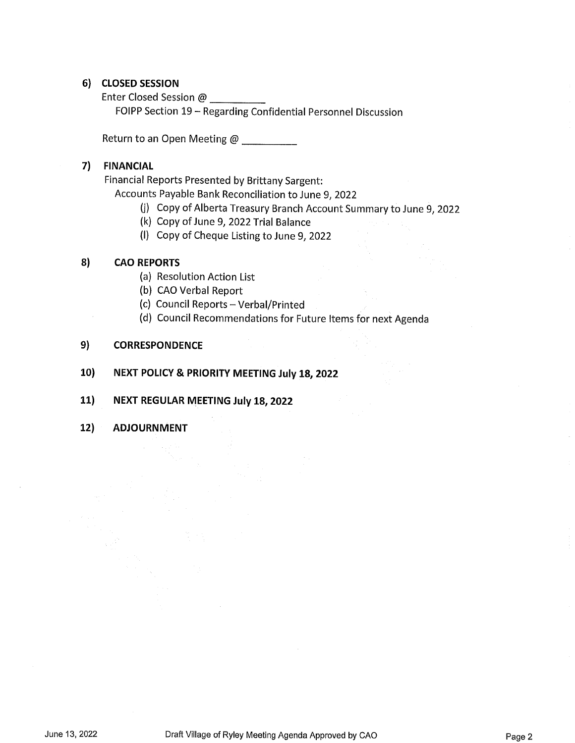**6) CLOSED SESSION**

Enter Closed Session @ __________

FOIPP Section 19 – Regarding Confidential Personnel Discussion

Return to an Open Meeting @ __________

**7) FINANCIAL**

Financial Reports Presented by Brittany Sargent:

Accounts Payable Bank Reconciliation to June 9, 2022

(j) Copy of Alberta Treasury Branch Account Summary to June 9, 2022

(k) Copy of June 9, 2022 Trial Balance

(l) Copy of Cheque Listing to June 9, 2022

**8) CAO REPORTS**

(a) Resolution Action List

(b) CAO Verbal Report

(c) Council Reports – Verbal/Printed

(d) Council Recommendations for Future Items for next Agenda

**9) CORRESPONDENCE**

**10) NEXT POLICY & PRIORITY MEETING July 18, 2022**

**11) NEXT REGULAR MEETING July 18, 2022**

**12) ADJOURNMENT**